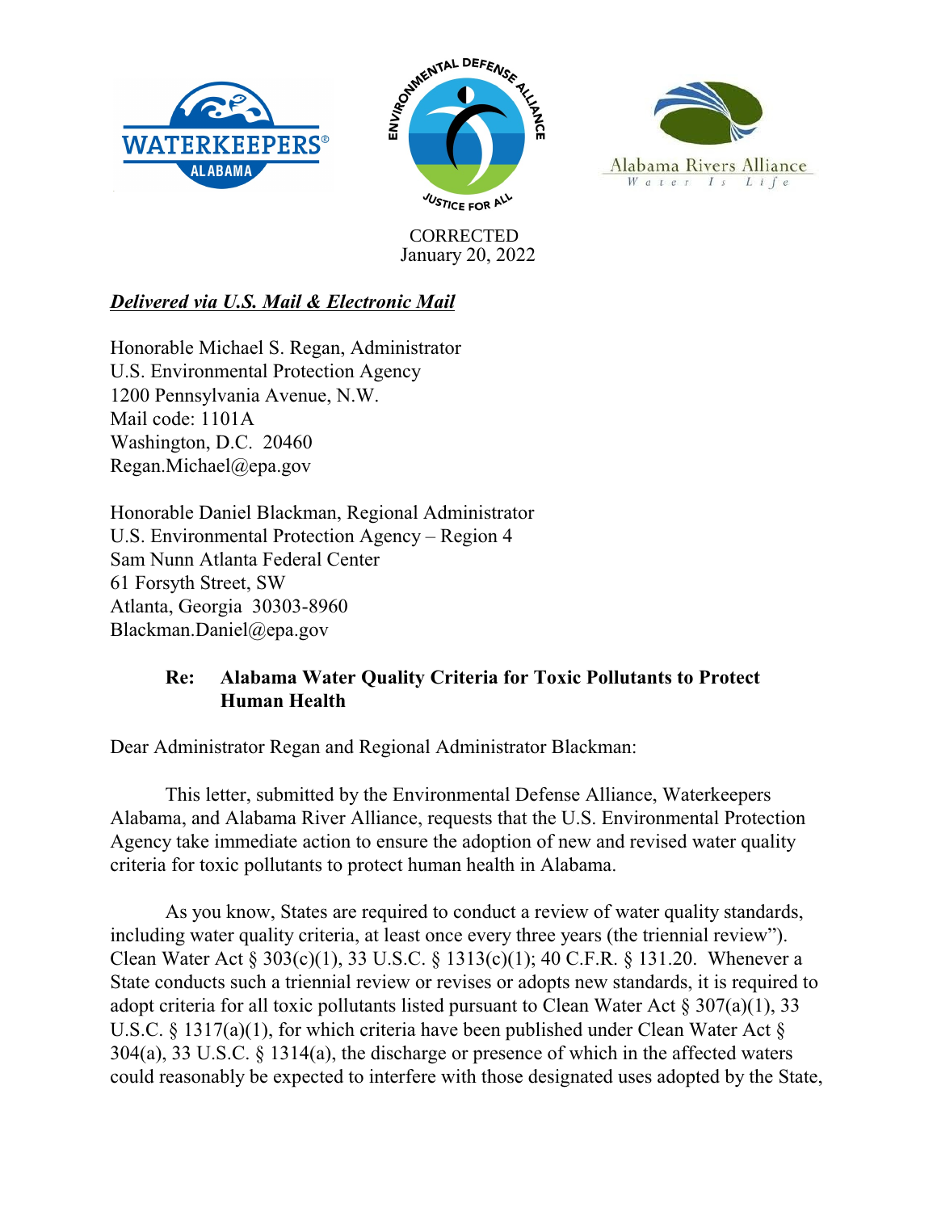CORRECTED
January 20, 2022

***Delivered via U.S. Mail & Electronic Mail***

Honorable Michael S. Regan, Administrator
U.S. Environmental Protection Agency
1200 Pennsylvania Avenue, N.W.
Mail code: 1101A
Washington, D.C. 20460
Regan.Michael@epa.gov

Honorable Daniel Blackman, Regional Administrator
U.S. Environmental Protection Agency – Region 4
Sam Nunn Atlanta Federal Center
61 Forsyth Street, SW
Atlanta, Georgia 30303-8960
Blackman.Daniel@epa.gov

**Re: Alabama Water Quality Criteria for Toxic Pollutants to Protect Human Health**

Dear Administrator Regan and Regional Administrator Blackman:

This letter, submitted by the Environmental Defense Alliance, Waterkeepers Alabama, and Alabama River Alliance, requests that the U.S. Environmental Protection Agency take immediate action to ensure the adoption of new and revised water quality criteria for toxic pollutants to protect human health in Alabama.

As you know, States are required to conduct a review of water quality standards, including water quality criteria, at least once every three years (the triennial review"). Clean Water Act § 303(c)(1), 33 U.S.C. § 1313(c)(1); 40 C.F.R. § 131.20. Whenever a State conducts such a triennial review or revises or adopts new standards, it is required to adopt criteria for all toxic pollutants listed pursuant to Clean Water Act § 307(a)(1), 33 U.S.C. § 1317(a)(1), for which criteria have been published under Clean Water Act § 304(a), 33 U.S.C. § 1314(a), the discharge or presence of which in the affected waters could reasonably be expected to interfere with those designated uses adopted by the State,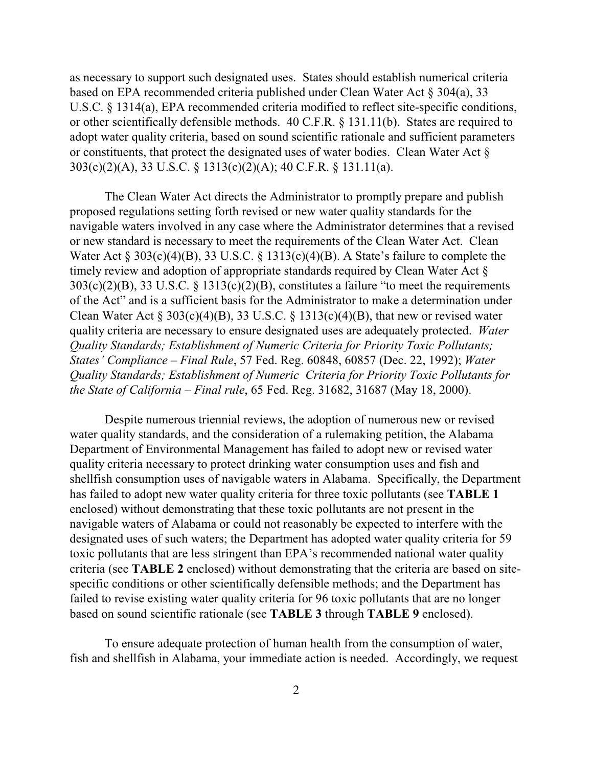as necessary to support such designated uses. States should establish numerical criteria based on EPA recommended criteria published under Clean Water Act § 304(a), 33 U.S.C. § 1314(a), EPA recommended criteria modified to reflect site-specific conditions, or other scientifically defensible methods. 40 C.F.R. § 131.11(b). States are required to adopt water quality criteria, based on sound scientific rationale and sufficient parameters or constituents, that protect the designated uses of water bodies. Clean Water Act § 303(c)(2)(A), 33 U.S.C. § 1313(c)(2)(A); 40 C.F.R. § 131.11(a).

The Clean Water Act directs the Administrator to promptly prepare and publish proposed regulations setting forth revised or new water quality standards for the navigable waters involved in any case where the Administrator determines that a revised or new standard is necessary to meet the requirements of the Clean Water Act. Clean Water Act § 303(c)(4)(B), 33 U.S.C. § 1313(c)(4)(B). A State's failure to complete the timely review and adoption of appropriate standards required by Clean Water Act § 303(c)(2)(B), 33 U.S.C. § 1313(c)(2)(B), constitutes a failure "to meet the requirements of the Act" and is a sufficient basis for the Administrator to make a determination under Clean Water Act § 303(c)(4)(B), 33 U.S.C. § 1313(c)(4)(B), that new or revised water quality criteria are necessary to ensure designated uses are adequately protected. *Water Quality Standards; Establishment of Numeric Criteria for Priority Toxic Pollutants; States' Compliance – Final Rule*, 57 Fed. Reg. 60848, 60857 (Dec. 22, 1992); *Water Quality Standards; Establishment of Numeric Criteria for Priority Toxic Pollutants for the State of California – Final rule*, 65 Fed. Reg. 31682, 31687 (May 18, 2000).

Despite numerous triennial reviews, the adoption of numerous new or revised water quality standards, and the consideration of a rulemaking petition, the Alabama Department of Environmental Management has failed to adopt new or revised water quality criteria necessary to protect drinking water consumption uses and fish and shellfish consumption uses of navigable waters in Alabama. Specifically, the Department has failed to adopt new water quality criteria for three toxic pollutants (see **TABLE 1** enclosed) without demonstrating that these toxic pollutants are not present in the navigable waters of Alabama or could not reasonably be expected to interfere with the designated uses of such waters; the Department has adopted water quality criteria for 59 toxic pollutants that are less stringent than EPA's recommended national water quality criteria (see **TABLE 2** enclosed) without demonstrating that the criteria are based on site-specific conditions or other scientifically defensible methods; and the Department has failed to revise existing water quality criteria for 96 toxic pollutants that are no longer based on sound scientific rationale (see **TABLE 3** through **TABLE 9** enclosed).

To ensure adequate protection of human health from the consumption of water, fish and shellfish in Alabama, your immediate action is needed. Accordingly, we request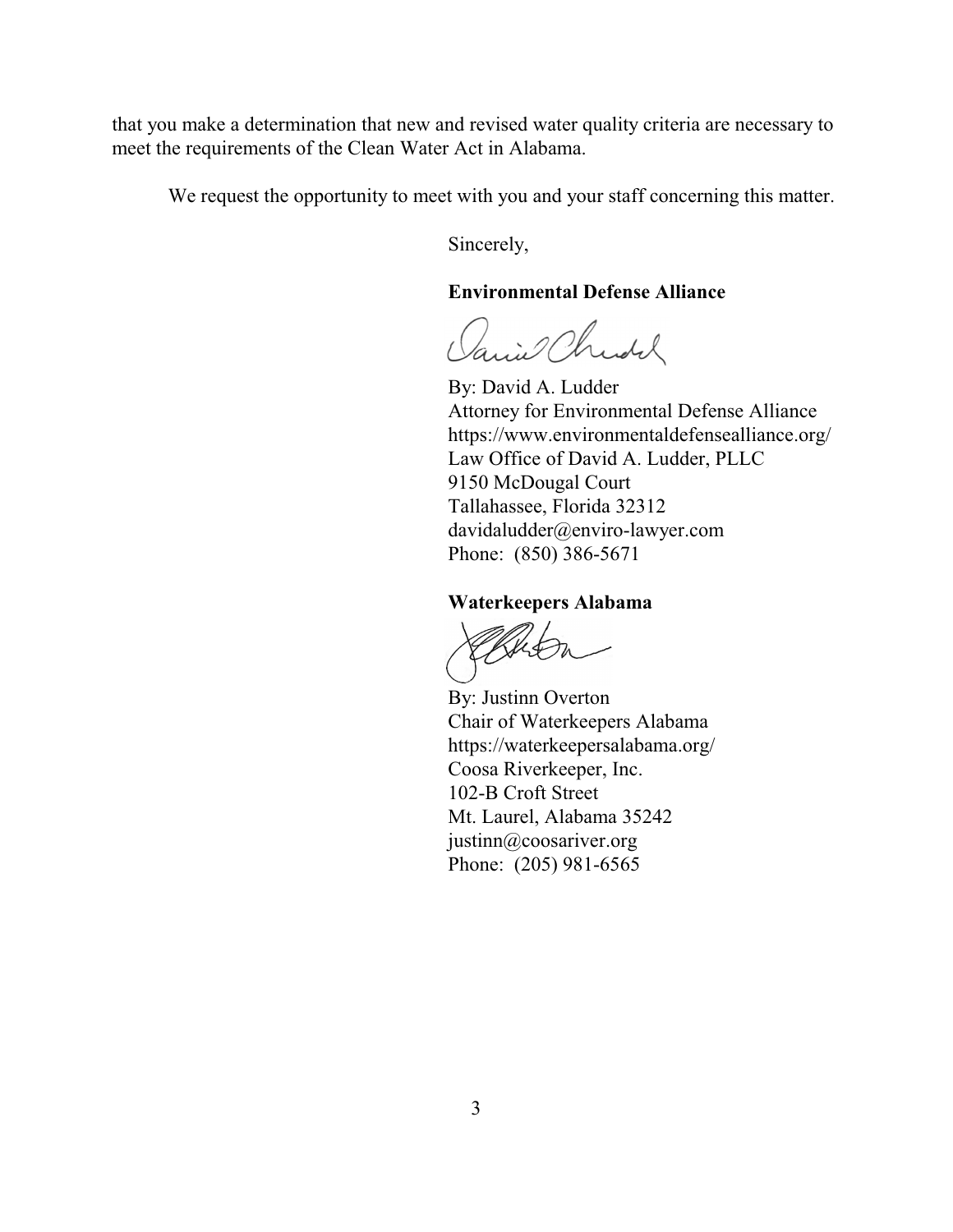that you make a determination that new and revised water quality criteria are necessary to meet the requirements of the Clean Water Act in Alabama.

We request the opportunity to meet with you and your staff concerning this matter.

Sincerely,

**Environmental Defense Alliance**

By: David A. Ludder
Attorney for Environmental Defense Alliance
https://www.environmentaldefensealliance.org/
Law Office of David A. Ludder, PLLC
9150 McDougal Court
Tallahassee, Florida 32312
davidaludder@enviro-lawyer.com
Phone: (850) 386-5671

**Waterkeepers Alabama**

By: Justinn Overton
Chair of Waterkeepers Alabama
https://waterkeepersalabama.org/
Coosa Riverkeeper, Inc.
102-B Croft Street
Mt. Laurel, Alabama 35242
justinn@coosariver.org
Phone: (205) 981-6565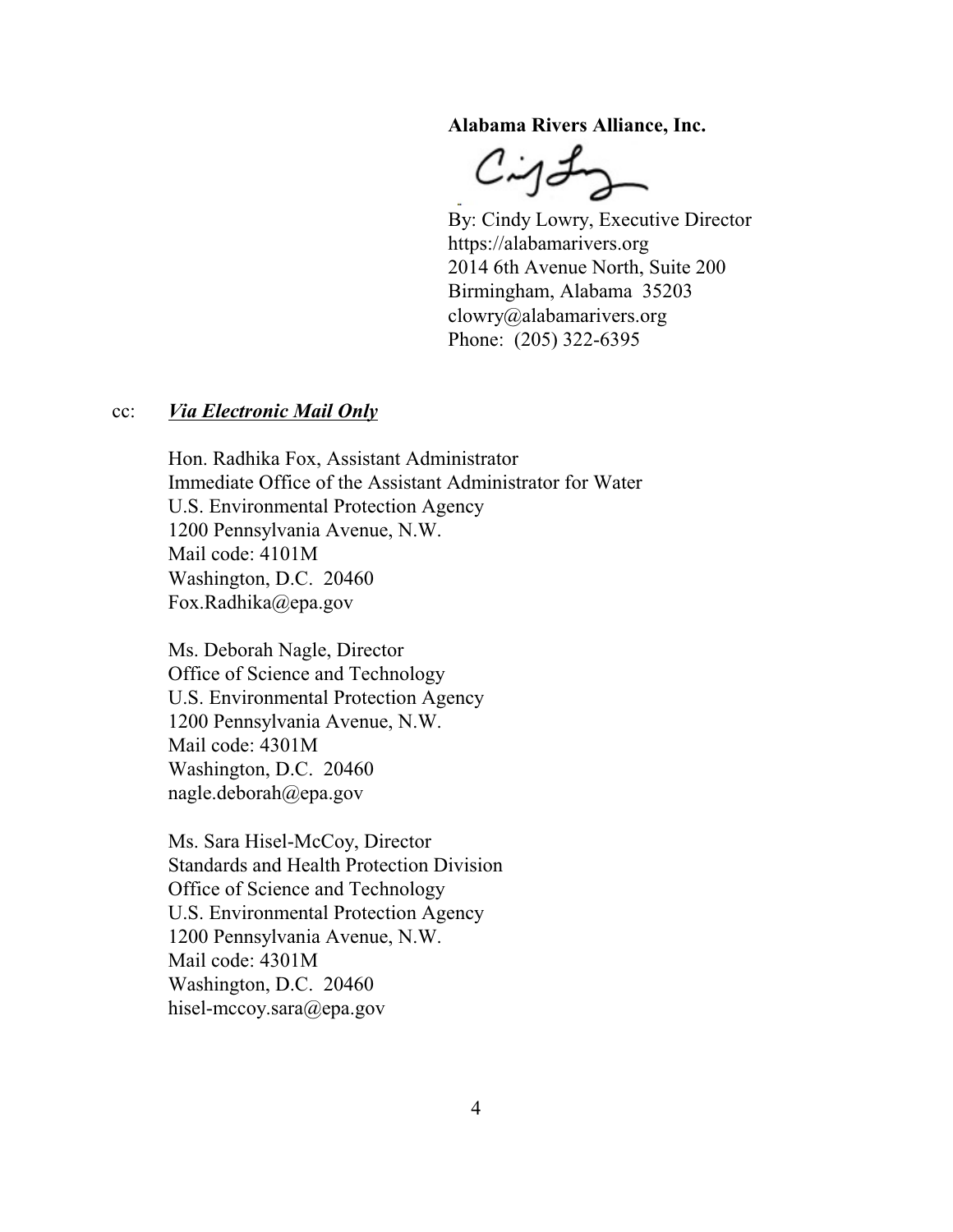**Alabama Rivers Alliance, Inc.**

By: Cindy Lowry, Executive Director
https://alabamarivers.org
2014 6th Avenue North, Suite 200
Birmingham, Alabama 35203
clowry@alabamarivers.org
Phone: (205) 322-6395

cc: ***Via Electronic Mail Only***

Hon. Radhika Fox, Assistant Administrator
Immediate Office of the Assistant Administrator for Water
U.S. Environmental Protection Agency
1200 Pennsylvania Avenue, N.W.
Mail code: 4101M
Washington, D.C. 20460
Fox.Radhika@epa.gov

Ms. Deborah Nagle, Director
Office of Science and Technology
U.S. Environmental Protection Agency
1200 Pennsylvania Avenue, N.W.
Mail code: 4301M
Washington, D.C. 20460
nagle.deborah@epa.gov

Ms. Sara Hisel-McCoy, Director
Standards and Health Protection Division
Office of Science and Technology
U.S. Environmental Protection Agency
1200 Pennsylvania Avenue, N.W.
Mail code: 4301M
Washington, D.C. 20460
hisel-mccoy.sara@epa.gov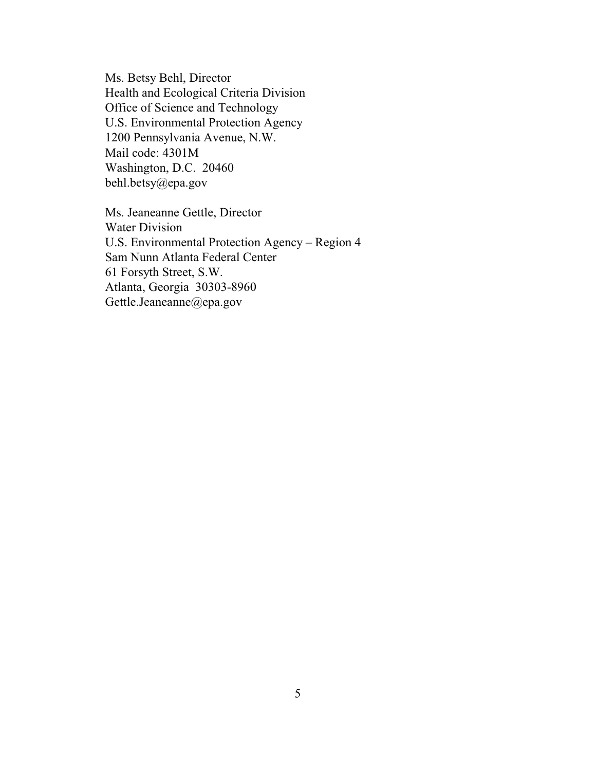Ms. Betsy Behl, Director
Health and Ecological Criteria Division
Office of Science and Technology
U.S. Environmental Protection Agency
1200 Pennsylvania Avenue, N.W.
Mail code: 4301M
Washington, D.C. 20460
behl.betsy@epa.gov

Ms. Jeaneanne Gettle, Director
Water Division
U.S. Environmental Protection Agency – Region 4
Sam Nunn Atlanta Federal Center
61 Forsyth Street, S.W.
Atlanta, Georgia 30303-8960
Gettle.Jeaneanne@epa.gov